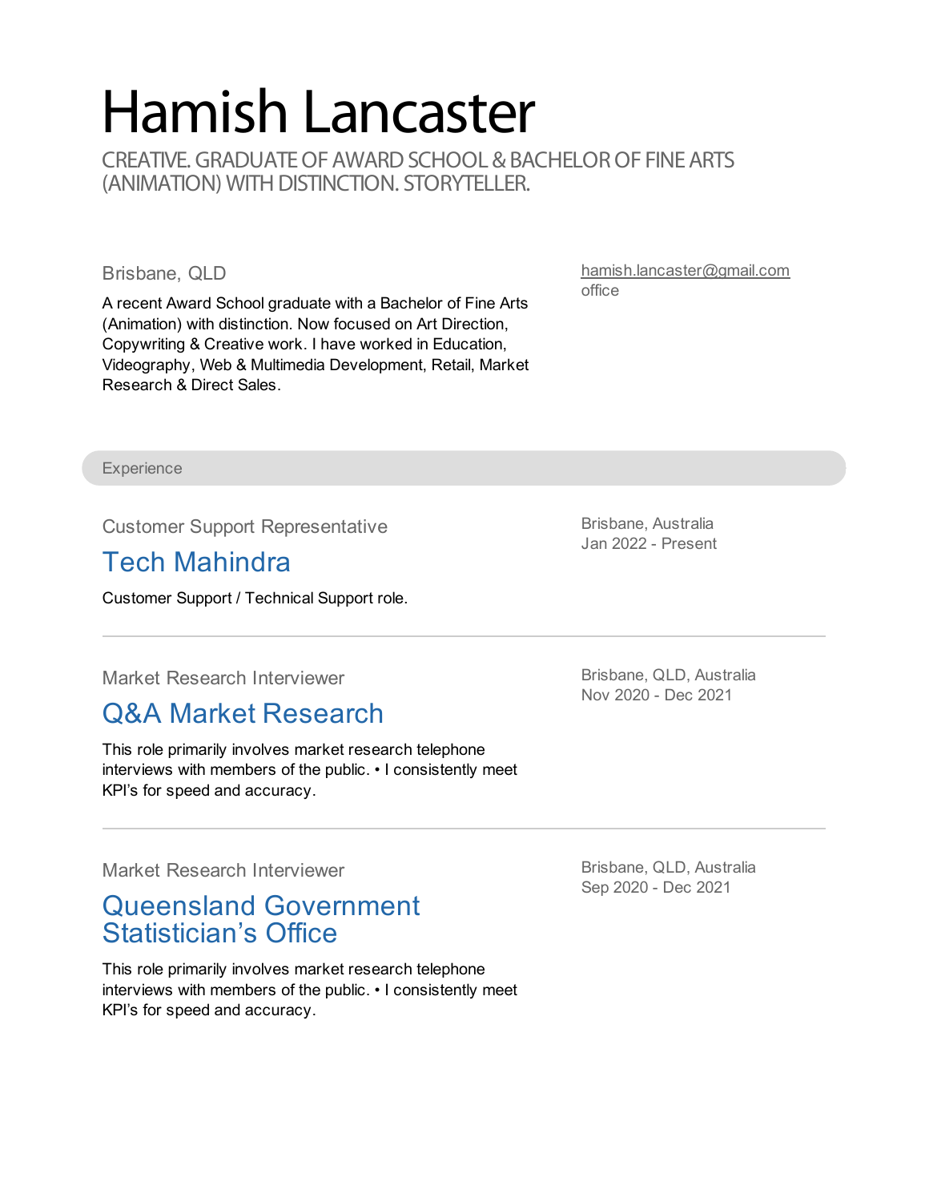# Hamish Lancaster

CREATIVE. GRADUATE OF AWARD SCHOOL & BACHELOR OF FINE ARTS (ANIMATION) WITH DISTINCTION. STORYTELLER.

Brisbane, QLD

A recent Award School graduate with a Bachelor of Fine Arts (Animation) with distinction. Now focused on Art Direction, Copywriting & Creative work. I have worked in Education, Videography, Web & Multimedia Development, Retail, Market Research & Direct Sales.

hamish.lancaster@gmail.com
office

## Experience

Customer Support Representative

### Tech Mahindra

Brisbane, Australia
Jan 2022 - Present

Customer Support / Technical Support role.

---

Market Research Interviewer

### Q&A Market Research

Brisbane, QLD, Australia
Nov 2020 - Dec 2021

This role primarily involves market research telephone interviews with members of the public. • I consistently meet KPI's for speed and accuracy.

---

Market Research Interviewer

### Queensland Government Statistician's Office

Brisbane, QLD, Australia
Sep 2020 - Dec 2021

This role primarily involves market research telephone interviews with members of the public. • I consistently meet KPI's for speed and accuracy.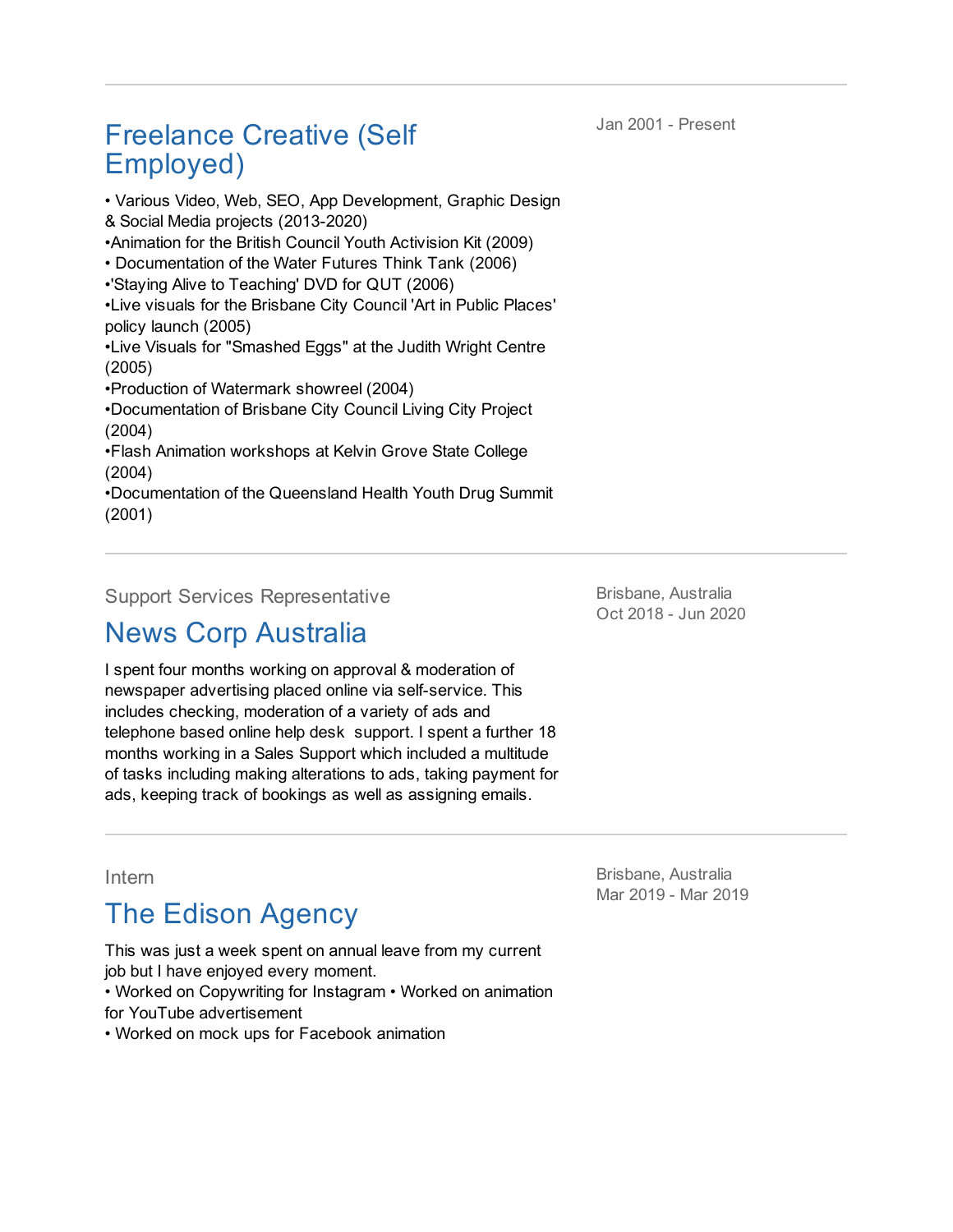---

## Freelance Creative (Self Employed)

Jan 2001 - Present

• Various Video, Web, SEO, App Development, Graphic Design & Social Media projects (2013-2020)
•Animation for the British Council Youth Activision Kit (2009)
• Documentation of the Water Futures Think Tank (2006)
•'Staying Alive to Teaching' DVD for QUT (2006)
•Live visuals for the Brisbane City Council 'Art in Public Places' policy launch (2005)
•Live Visuals for "Smashed Eggs" at the Judith Wright Centre (2005)
•Production of Watermark showreel (2004)
•Documentation of Brisbane City Council Living City Project (2004)
•Flash Animation workshops at Kelvin Grove State College (2004)
•Documentation of the Queensland Health Youth Drug Summit (2001)

---

Support Services Representative

## News Corp Australia

Brisbane, Australia
Oct 2018 - Jun 2020

I spent four months working on approval & moderation of newspaper advertising placed online via self-service. This includes checking, moderation of a variety of ads and telephone based online help desk support. I spent a further 18 months working in a Sales Support which included a multitude of tasks including making alterations to ads, taking payment for ads, keeping track of bookings as well as assigning emails.

---

Intern

## The Edison Agency

Brisbane, Australia
Mar 2019 - Mar 2019

This was just a week spent on annual leave from my current job but I have enjoyed every moment.
• Worked on Copywriting for Instagram • Worked on animation for YouTube advertisement
• Worked on mock ups for Facebook animation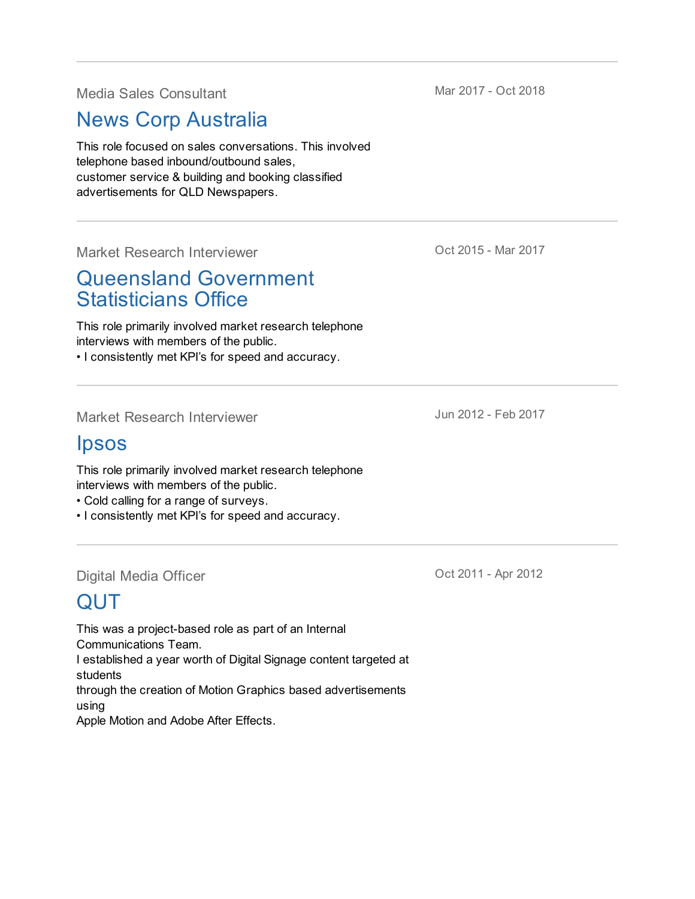---

Media Sales Consultant

## News Corp Australia

Mar 2017 - Oct 2018

This role focused on sales conversations. This involved telephone based inbound/outbound sales, customer service & building and booking classified advertisements for QLD Newspapers.

---

Market Research Interviewer

## Queensland Government Statisticians Office

Oct 2015 - Mar 2017

This role primarily involved market research telephone interviews with members of the public.

- I consistently met KPI's for speed and accuracy.

---

Market Research Interviewer

## Ipsos

Jun 2012 - Feb 2017

This role primarily involved market research telephone interviews with members of the public.

- Cold calling for a range of surveys.
- I consistently met KPI's for speed and accuracy.

---

Digital Media Officer

## QUT

Oct 2011 - Apr 2012

This was a project-based role as part of an Internal Communications Team.
I established a year worth of Digital Signage content targeted at students
through the creation of Motion Graphics based advertisements using
Apple Motion and Adobe After Effects.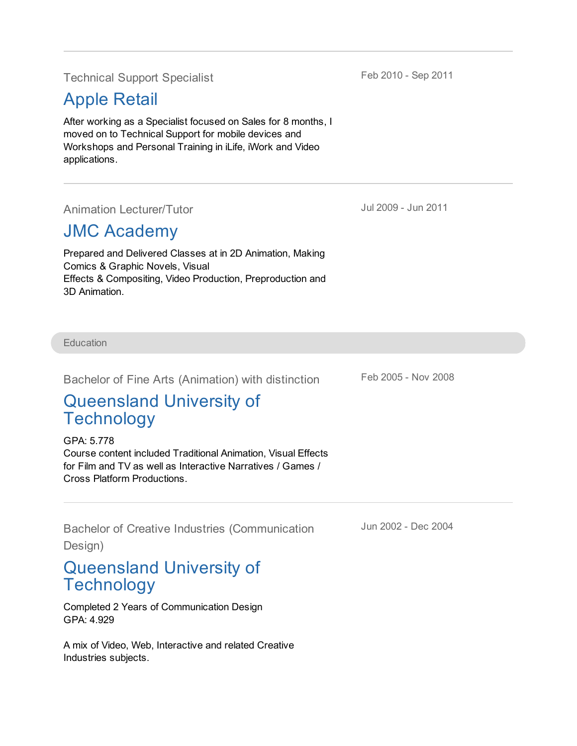---

Technical Support Specialist

### Apple Retail

Feb 2010 - Sep 2011

After working as a Specialist focused on Sales for 8 months, I moved on to Technical Support for mobile devices and Workshops and Personal Training in iLife, iWork and Video applications.

---

Animation Lecturer/Tutor

### JMC Academy

Jul 2009 - Jun 2011

Prepared and Delivered Classes at in 2D Animation, Making Comics & Graphic Novels, Visual
Effects & Compositing, Video Production, Preproduction and 3D Animation.

## Education

Bachelor of Fine Arts (Animation) with distinction

### Queensland University of Technology

Feb 2005 - Nov 2008

GPA: 5.778
Course content included Traditional Animation, Visual Effects for Film and TV as well as Interactive Narratives / Games / Cross Platform Productions.

---

Bachelor of Creative Industries (Communication Design)

### Queensland University of Technology

Jun 2002 - Dec 2004

Completed 2 Years of Communication Design
GPA: 4.929

A mix of Video, Web, Interactive and related Creative Industries subjects.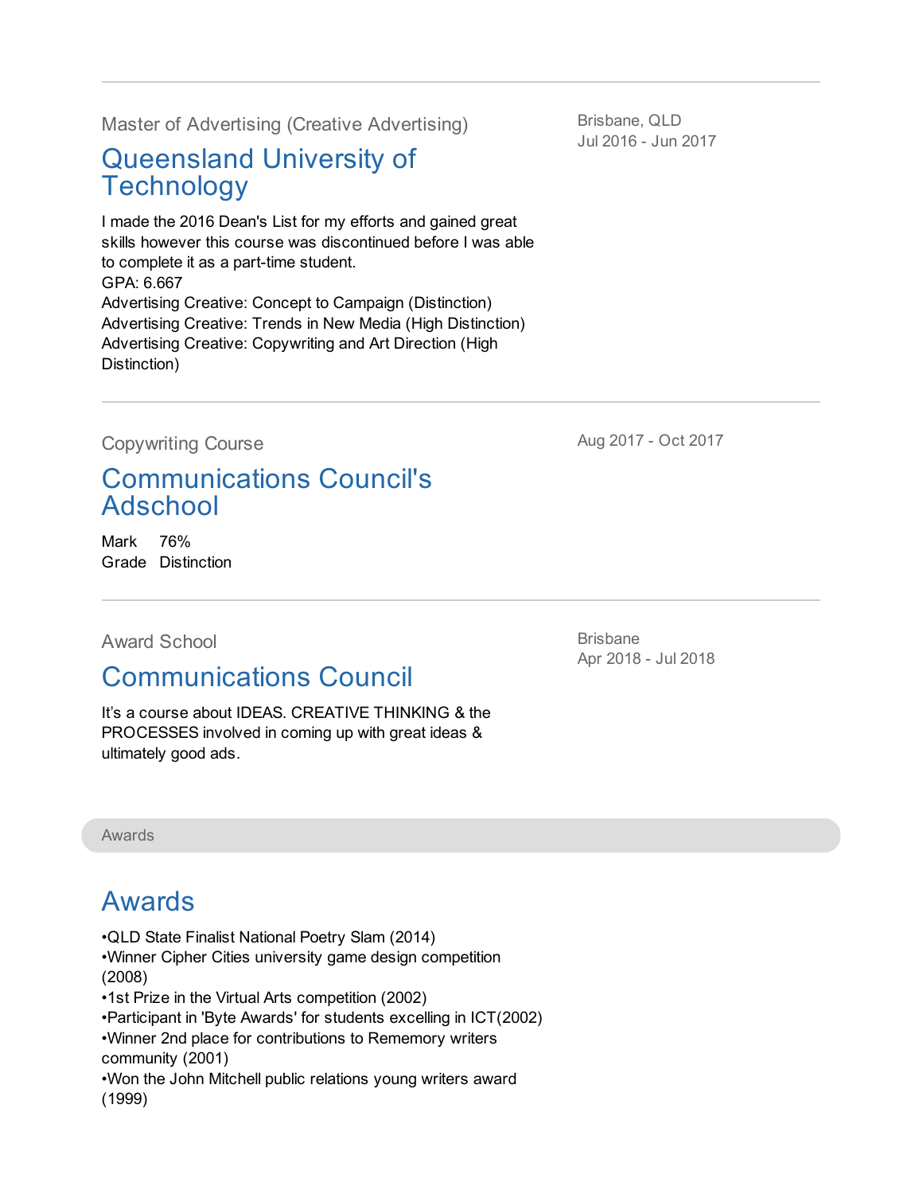---

Master of Advertising (Creative Advertising)

## Queensland University of Technology

Brisbane, QLD
Jul 2016 - Jun 2017

I made the 2016 Dean's List for my efforts and gained great skills however this course was discontinued before I was able to complete it as a part-time student.
GPA: 6.667
Advertising Creative: Concept to Campaign (Distinction)
Advertising Creative: Trends in New Media (High Distinction)
Advertising Creative: Copywriting and Art Direction (High Distinction)

---

Copywriting Course

## Communications Council's Adschool

Aug 2017 - Oct 2017

Mark 76%
Grade Distinction

---

Award School

## Communications Council

Brisbane
Apr 2018 - Jul 2018

It's a course about IDEAS. CREATIVE THINKING & the PROCESSES involved in coming up with great ideas & ultimately good ads.

Awards

## Awards

•QLD State Finalist National Poetry Slam (2014)
•Winner Cipher Cities university game design competition (2008)
•1st Prize in the Virtual Arts competition (2002)
•Participant in 'Byte Awards' for students excelling in ICT(2002)
•Winner 2nd place for contributions to Rememory writers community (2001)
•Won the John Mitchell public relations young writers award (1999)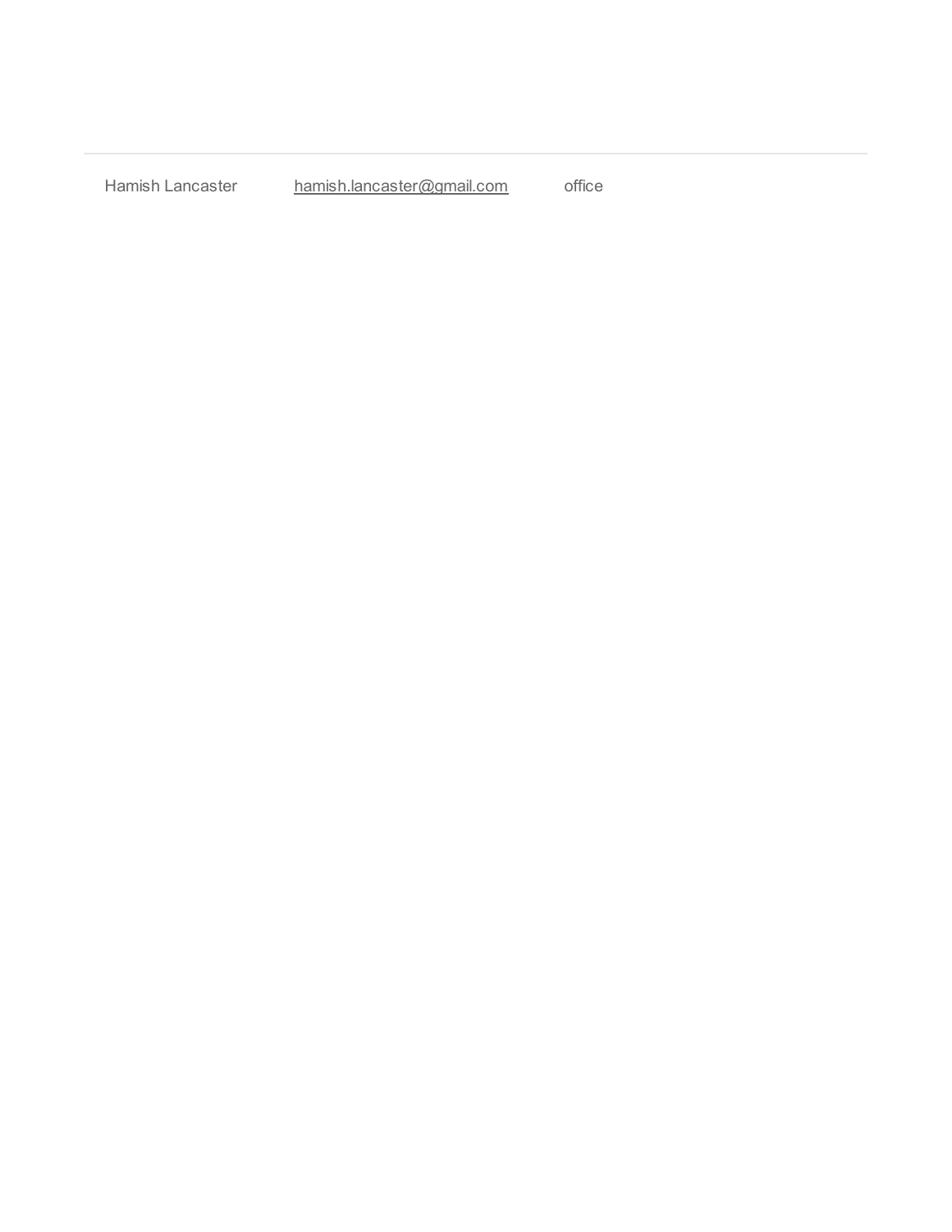---

Hamish Lancaster    hamish.lancaster@gmail.com    office